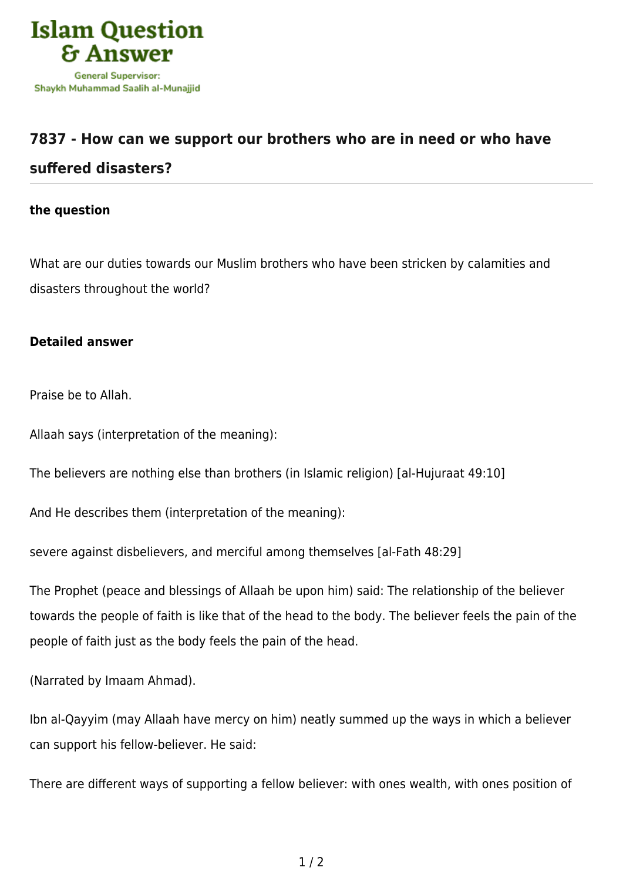# 7837 - How can we support our brothers who are in need or who have suffered disasters?

**the question**

What are our duties towards our Muslim brothers who have been stricken by calamities and disasters throughout the world?

**Detailed answer**

Praise be to Allah.

Allaah says (interpretation of the meaning):

The believers are nothing else than brothers (in Islamic religion) [al-Hujuraat 49:10]

And He describes them (interpretation of the meaning):

severe against disbelievers, and merciful among themselves [al-Fath 48:29]

The Prophet (peace and blessings of Allaah be upon him) said: The relationship of the believer towards the people of faith is like that of the head to the body. The believer feels the pain of the people of faith just as the body feels the pain of the head.

(Narrated by Imaam Ahmad).

Ibn al-Qayyim (may Allaah have mercy on him) neatly summed up the ways in which a believer can support his fellow-believer. He said:

There are different ways of supporting a fellow believer: with ones wealth, with ones position of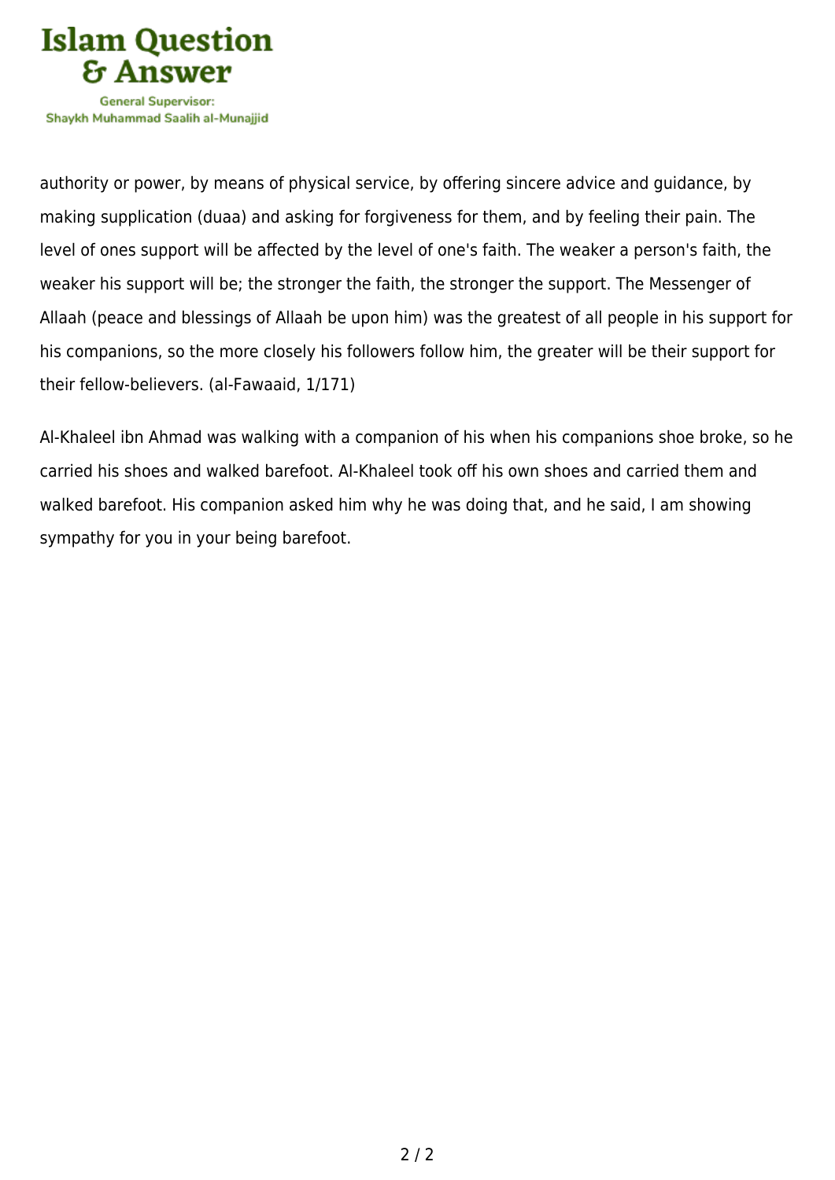authority or power, by means of physical service, by offering sincere advice and guidance, by making supplication (duaa) and asking for forgiveness for them, and by feeling their pain. The level of ones support will be affected by the level of one's faith. The weaker a person's faith, the weaker his support will be; the stronger the faith, the stronger the support. The Messenger of Allaah (peace and blessings of Allaah be upon him) was the greatest of all people in his support for his companions, so the more closely his followers follow him, the greater will be their support for their fellow-believers. (al-Fawaaid, 1/171)

Al-Khaleel ibn Ahmad was walking with a companion of his when his companions shoe broke, so he carried his shoes and walked barefoot. Al-Khaleel took off his own shoes and carried them and walked barefoot. His companion asked him why he was doing that, and he said, I am showing sympathy for you in your being barefoot.